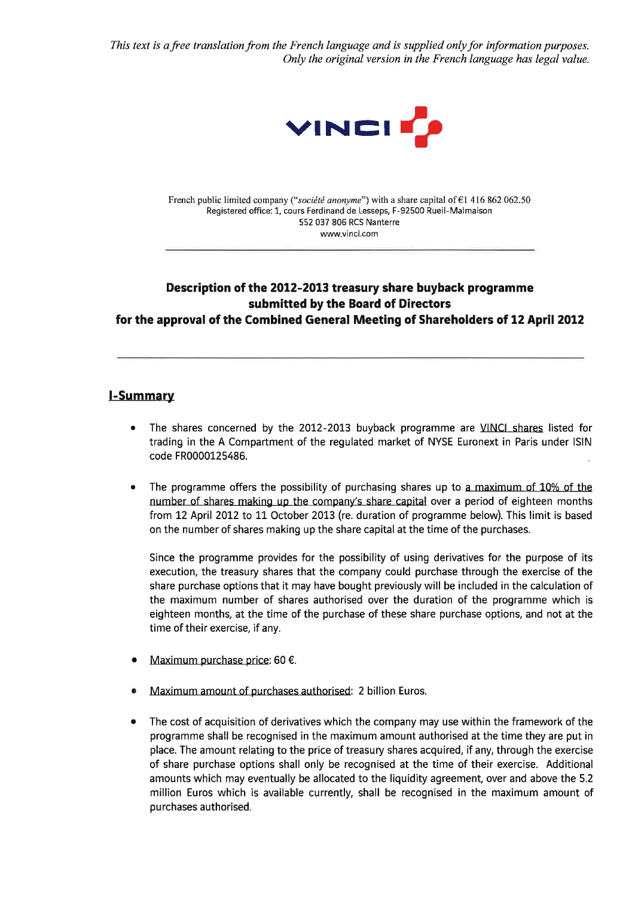*This text is a free translation from the French language and is supplied only for information purposes. Only the original version in the French language has legal value.*

VINCI

French public limited company ("*société anonyme*") with a share capital of €1 416 862 062.50
Registered office: 1, cours Ferdinand de Lesseps, F-92500 Rueil-Malmaison
552 037 806 RCS Nanterre
www.vinci.com

# Description of the 2012-2013 treasury share buyback programme submitted by the Board of Directors for the approval of the Combined General Meeting of Shareholders of 12 April 2012

## I-Summary

- The shares concerned by the 2012-2013 buyback programme are VINCI shares listed for trading in the A Compartment of the regulated market of NYSE Euronext in Paris under ISIN code FR0000125486.

- The programme offers the possibility of purchasing shares up to a maximum of 10% of the number of shares making up the company's share capital over a period of eighteen months from 12 April 2012 to 11 October 2013 (re. duration of programme below). This limit is based on the number of shares making up the share capital at the time of the purchases.

  Since the programme provides for the possibility of using derivatives for the purpose of its execution, the treasury shares that the company could purchase through the exercise of the share purchase options that it may have bought previously will be included in the calculation of the maximum number of shares authorised over the duration of the programme which is eighteen months, at the time of the purchase of these share purchase options, and not at the time of their exercise, if any.

- Maximum purchase price: 60 €.

- Maximum amount of purchases authorised: 2 billion Euros.

- The cost of acquisition of derivatives which the company may use within the framework of the programme shall be recognised in the maximum amount authorised at the time they are put in place. The amount relating to the price of treasury shares acquired, if any, through the exercise of share purchase options shall only be recognised at the time of their exercise. Additional amounts which may eventually be allocated to the liquidity agreement, over and above the 5.2 million Euros which is available currently, shall be recognised in the maximum amount of purchases authorised.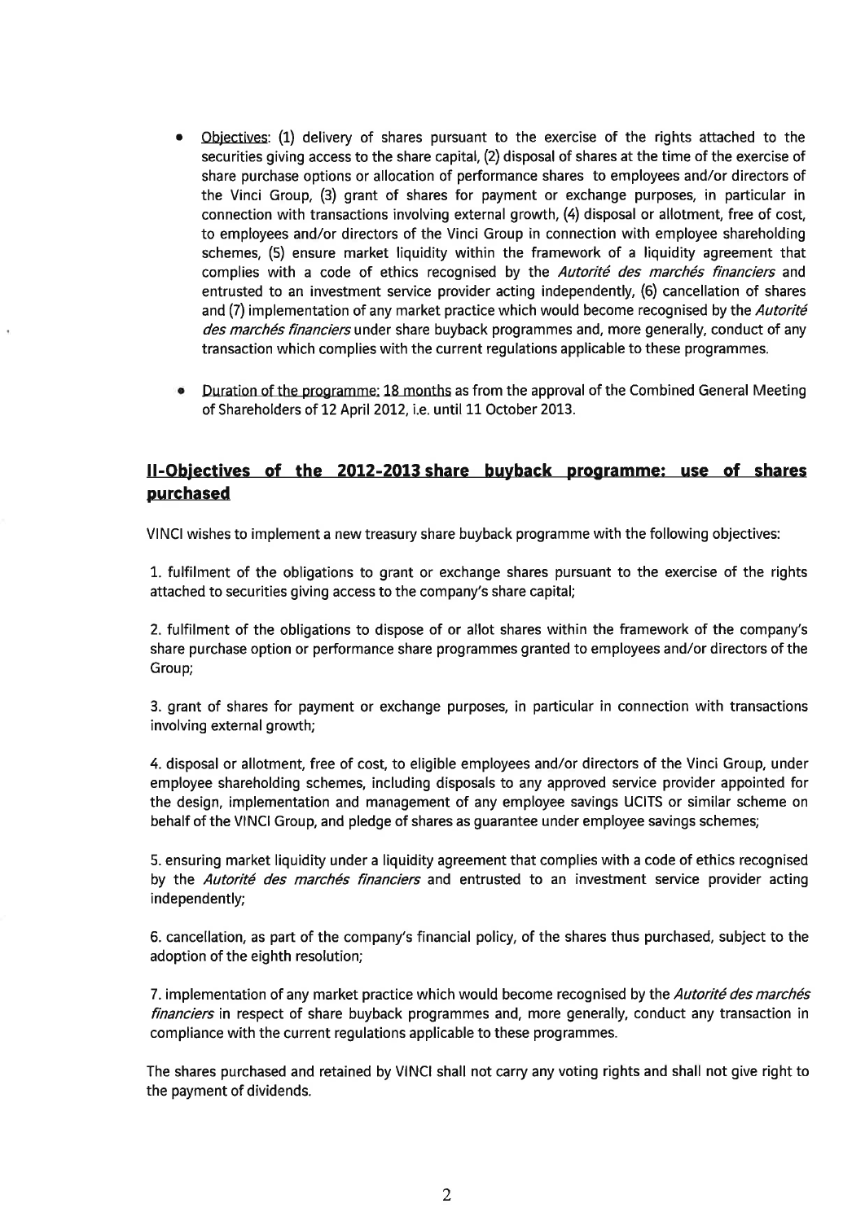- Objectives: (1) delivery of shares pursuant to the exercise of the rights attached to the securities giving access to the share capital, (2) disposal of shares at the time of the exercise of share purchase options or allocation of performance shares to employees and/or directors of the Vinci Group, (3) grant of shares for payment or exchange purposes, in particular in connection with transactions involving external growth, (4) disposal or allotment, free of cost, to employees and/or directors of the Vinci Group in connection with employee shareholding schemes, (5) ensure market liquidity within the framework of a liquidity agreement that complies with a code of ethics recognised by the *Autorité des marchés financiers* and entrusted to an investment service provider acting independently, (6) cancellation of shares and (7) implementation of any market practice which would become recognised by the *Autorité des marchés financiers* under share buyback programmes and, more generally, conduct of any transaction which complies with the current regulations applicable to these programmes.

- Duration of the programme: 18 months as from the approval of the Combined General Meeting of Shareholders of 12 April 2012, i.e. until 11 October 2013.

## II-Objectives of the 2012-2013 share buyback programme: use of shares purchased

VINCI wishes to implement a new treasury share buyback programme with the following objectives:

1. fulfilment of the obligations to grant or exchange shares pursuant to the exercise of the rights attached to securities giving access to the company's share capital;

2. fulfilment of the obligations to dispose of or allot shares within the framework of the company's share purchase option or performance share programmes granted to employees and/or directors of the Group;

3. grant of shares for payment or exchange purposes, in particular in connection with transactions involving external growth;

4. disposal or allotment, free of cost, to eligible employees and/or directors of the Vinci Group, under employee shareholding schemes, including disposals to any approved service provider appointed for the design, implementation and management of any employee savings UCITS or similar scheme on behalf of the VINCI Group, and pledge of shares as guarantee under employee savings schemes;

5. ensuring market liquidity under a liquidity agreement that complies with a code of ethics recognised by the *Autorité des marchés financiers* and entrusted to an investment service provider acting independently;

6. cancellation, as part of the company's financial policy, of the shares thus purchased, subject to the adoption of the eighth resolution;

7. implementation of any market practice which would become recognised by the *Autorité des marchés financiers* in respect of share buyback programmes and, more generally, conduct any transaction in compliance with the current regulations applicable to these programmes.

The shares purchased and retained by VINCI shall not carry any voting rights and shall not give right to the payment of dividends.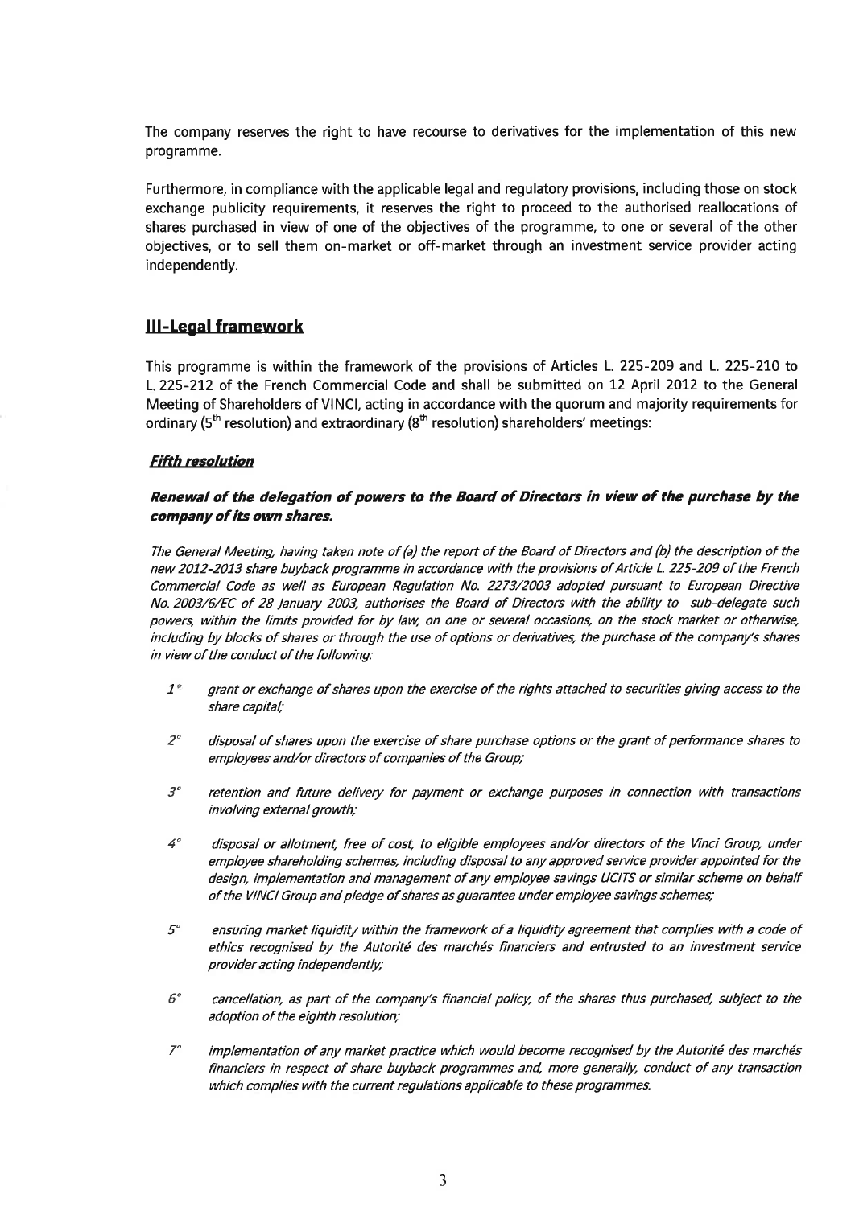The company reserves the right to have recourse to derivatives for the implementation of this new programme.

Furthermore, in compliance with the applicable legal and regulatory provisions, including those on stock exchange publicity requirements, it reserves the right to proceed to the authorised reallocations of shares purchased in view of one of the objectives of the programme, to one or several of the other objectives, or to sell them on-market or off-market through an investment service provider acting independently.

## III-Legal framework

This programme is within the framework of the provisions of Articles L. 225-209 and L. 225-210 to L. 225-212 of the French Commercial Code and shall be submitted on 12 April 2012 to the General Meeting of Shareholders of VINCI, acting in accordance with the quorum and majority requirements for ordinary (5th resolution) and extraordinary (8th resolution) shareholders' meetings:

### *Fifth resolution*

***Renewal of the delegation of powers to the Board of Directors in view of the purchase by the company of its own shares.***

*The General Meeting, having taken note of (a) the report of the Board of Directors and (b) the description of the new 2012-2013 share buyback programme in accordance with the provisions of Article L. 225-209 of the French Commercial Code as well as European Regulation No. 2273/2003 adopted pursuant to European Directive No. 2003/6/EC of 28 January 2003, authorises the Board of Directors with the ability to sub-delegate such powers, within the limits provided for by law, on one or several occasions, on the stock market or otherwise, including by blocks of shares or through the use of options or derivatives, the purchase of the company's shares in view of the conduct of the following:*

*1° grant or exchange of shares upon the exercise of the rights attached to securities giving access to the share capital;*

*2° disposal of shares upon the exercise of share purchase options or the grant of performance shares to employees and/or directors of companies of the Group;*

*3° retention and future delivery for payment or exchange purposes in connection with transactions involving external growth;*

*4° disposal or allotment, free of cost, to eligible employees and/or directors of the Vinci Group, under employee shareholding schemes, including disposal to any approved service provider appointed for the design, implementation and management of any employee savings UCITS or similar scheme on behalf of the VINCI Group and pledge of shares as guarantee under employee savings schemes;*

*5° ensuring market liquidity within the framework of a liquidity agreement that complies with a code of ethics recognised by the Autorité des marchés financiers and entrusted to an investment service provider acting independently;*

*6° cancellation, as part of the company's financial policy, of the shares thus purchased, subject to the adoption of the eighth resolution;*

*7° implementation of any market practice which would become recognised by the Autorité des marchés financiers in respect of share buyback programmes and, more generally, conduct of any transaction which complies with the current regulations applicable to these programmes.*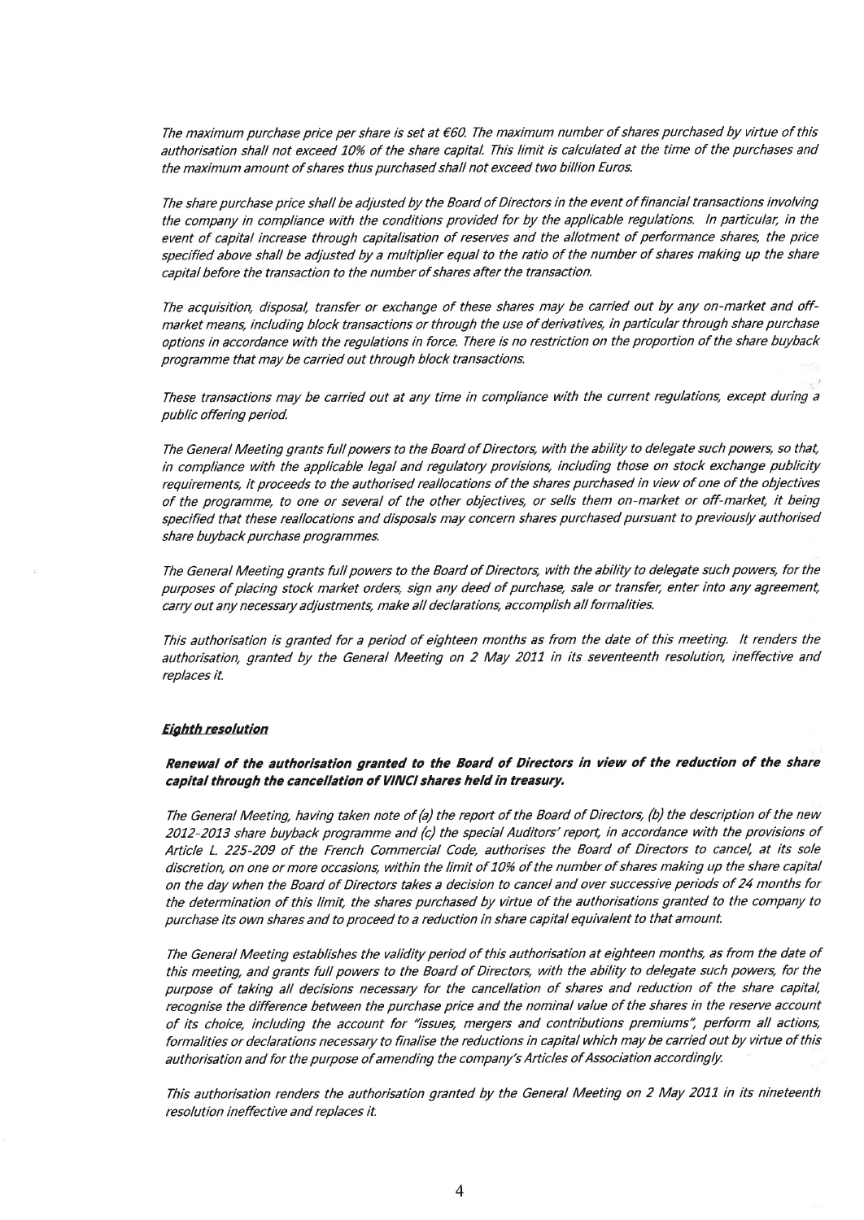*The maximum purchase price per share is set at €60. The maximum number of shares purchased by virtue of this authorisation shall not exceed 10% of the share capital. This limit is calculated at the time of the purchases and the maximum amount of shares thus purchased shall not exceed two billion Euros.*

*The share purchase price shall be adjusted by the Board of Directors in the event of financial transactions involving the company in compliance with the conditions provided for by the applicable regulations. In particular, in the event of capital increase through capitalisation of reserves and the allotment of performance shares, the price specified above shall be adjusted by a multiplier equal to the ratio of the number of shares making up the share capital before the transaction to the number of shares after the transaction.*

*The acquisition, disposal, transfer or exchange of these shares may be carried out by any on-market and off-market means, including block transactions or through the use of derivatives, in particular through share purchase options in accordance with the regulations in force. There is no restriction on the proportion of the share buyback programme that may be carried out through block transactions.*

*These transactions may be carried out at any time in compliance with the current regulations, except during a public offering period.*

*The General Meeting grants full powers to the Board of Directors, with the ability to delegate such powers, so that, in compliance with the applicable legal and regulatory provisions, including those on stock exchange publicity requirements, it proceeds to the authorised reallocations of the shares purchased in view of one of the objectives of the programme, to one or several of the other objectives, or sells them on-market or off-market, it being specified that these reallocations and disposals may concern shares purchased pursuant to previously authorised share buyback purchase programmes.*

*The General Meeting grants full powers to the Board of Directors, with the ability to delegate such powers, for the purposes of placing stock market orders, sign any deed of purchase, sale or transfer, enter into any agreement, carry out any necessary adjustments, make all declarations, accomplish all formalities.*

*This authorisation is granted for a period of eighteen months as from the date of this meeting. It renders the authorisation, granted by the General Meeting on 2 May 2011 in its seventeenth resolution, ineffective and replaces it.*

### ***Eighth resolution***

***Renewal of the authorisation granted to the Board of Directors in view of the reduction of the share capital through the cancellation of VINCI shares held in treasury.***

*The General Meeting, having taken note of (a) the report of the Board of Directors, (b) the description of the new 2012-2013 share buyback programme and (c) the special Auditors' report, in accordance with the provisions of Article L. 225-209 of the French Commercial Code, authorises the Board of Directors to cancel, at its sole discretion, on one or more occasions, within the limit of 10% of the number of shares making up the share capital on the day when the Board of Directors takes a decision to cancel and over successive periods of 24 months for the determination of this limit, the shares purchased by virtue of the authorisations granted to the company to purchase its own shares and to proceed to a reduction in share capital equivalent to that amount.*

*The General Meeting establishes the validity period of this authorisation at eighteen months, as from the date of this meeting, and grants full powers to the Board of Directors, with the ability to delegate such powers, for the purpose of taking all decisions necessary for the cancellation of shares and reduction of the share capital, recognise the difference between the purchase price and the nominal value of the shares in the reserve account of its choice, including the account for "issues, mergers and contributions premiums", perform all actions, formalities or declarations necessary to finalise the reductions in capital which may be carried out by virtue of this authorisation and for the purpose of amending the company's Articles of Association accordingly.*

*This authorisation renders the authorisation granted by the General Meeting on 2 May 2011 in its nineteenth resolution ineffective and replaces it.*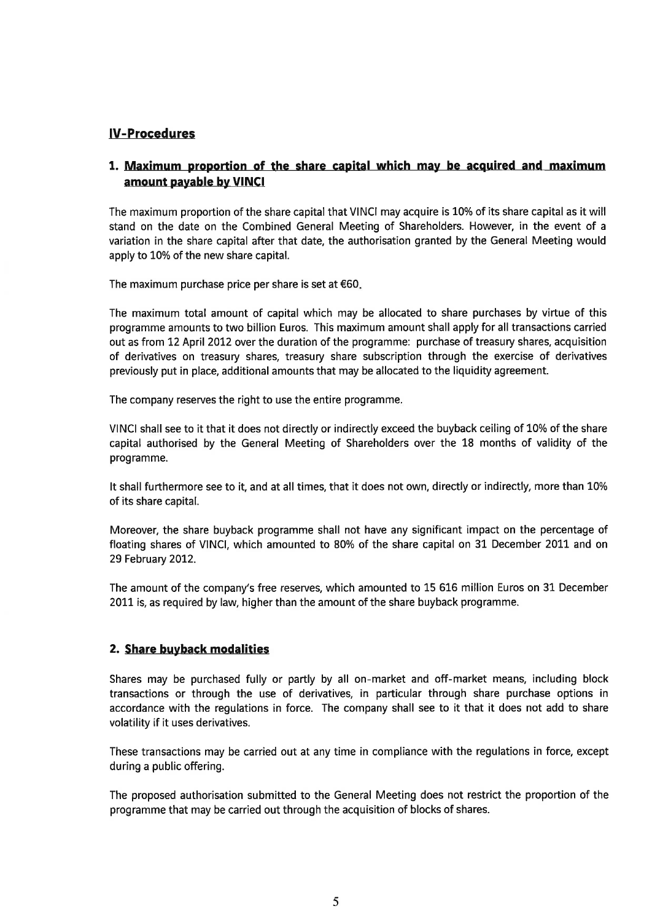## IV-Procedures

### 1. Maximum proportion of the share capital which may be acquired and maximum amount payable by VINCI

The maximum proportion of the share capital that VINCI may acquire is 10% of its share capital as it will stand on the date on the Combined General Meeting of Shareholders. However, in the event of a variation in the share capital after that date, the authorisation granted by the General Meeting would apply to 10% of the new share capital.

The maximum purchase price per share is set at €60.

The maximum total amount of capital which may be allocated to share purchases by virtue of this programme amounts to two billion Euros. This maximum amount shall apply for all transactions carried out as from 12 April 2012 over the duration of the programme: purchase of treasury shares, acquisition of derivatives on treasury shares, treasury share subscription through the exercise of derivatives previously put in place, additional amounts that may be allocated to the liquidity agreement.

The company reserves the right to use the entire programme.

VINCI shall see to it that it does not directly or indirectly exceed the buyback ceiling of 10% of the share capital authorised by the General Meeting of Shareholders over the 18 months of validity of the programme.

It shall furthermore see to it, and at all times, that it does not own, directly or indirectly, more than 10% of its share capital.

Moreover, the share buyback programme shall not have any significant impact on the percentage of floating shares of VINCI, which amounted to 80% of the share capital on 31 December 2011 and on 29 February 2012.

The amount of the company's free reserves, which amounted to 15 616 million Euros on 31 December 2011 is, as required by law, higher than the amount of the share buyback programme.

### 2. Share buyback modalities

Shares may be purchased fully or partly by all on-market and off-market means, including block transactions or through the use of derivatives, in particular through share purchase options in accordance with the regulations in force. The company shall see to it that it does not add to share volatility if it uses derivatives.

These transactions may be carried out at any time in compliance with the regulations in force, except during a public offering.

The proposed authorisation submitted to the General Meeting does not restrict the proportion of the programme that may be carried out through the acquisition of blocks of shares.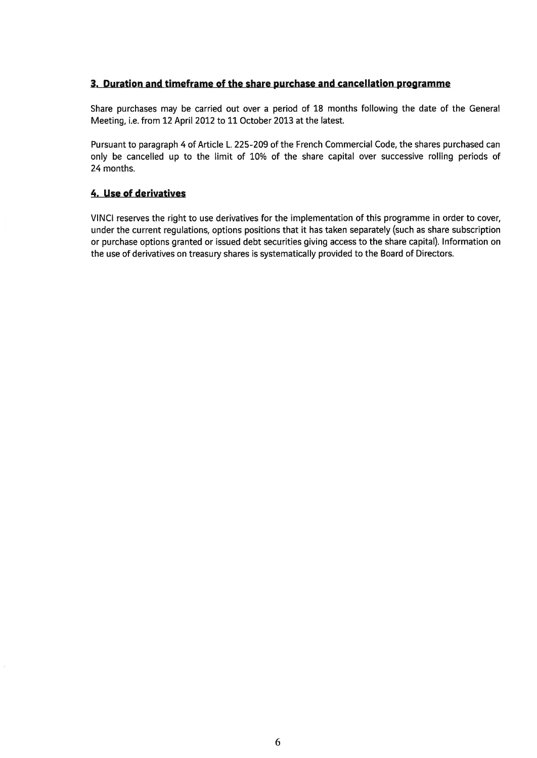## 3. Duration and timeframe of the share purchase and cancellation programme

Share purchases may be carried out over a period of 18 months following the date of the General Meeting, i.e. from 12 April 2012 to 11 October 2013 at the latest.

Pursuant to paragraph 4 of Article L. 225-209 of the French Commercial Code, the shares purchased can only be cancelled up to the limit of 10% of the share capital over successive rolling periods of 24 months.

## 4. Use of derivatives

VINCI reserves the right to use derivatives for the implementation of this programme in order to cover, under the current regulations, options positions that it has taken separately (such as share subscription or purchase options granted or issued debt securities giving access to the share capital). Information on the use of derivatives on treasury shares is systematically provided to the Board of Directors.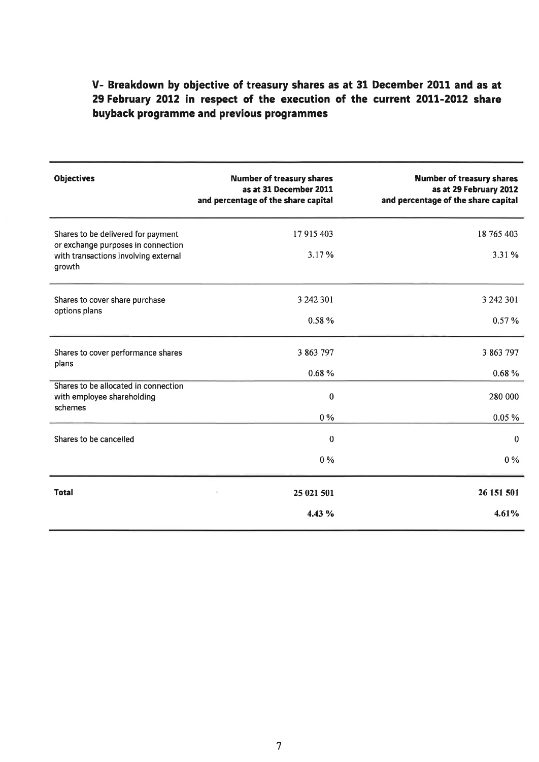## V- Breakdown by objective of treasury shares as at 31 December 2011 and as at 29 February 2012 in respect of the execution of the current 2011-2012 share buyback programme and previous programmes

| Objectives | Number of treasury shares as at 31 December 2011 and percentage of the share capital | Number of treasury shares as at 29 February 2012 and percentage of the share capital |
|---|---|---|
| Shares to be delivered for payment or exchange purposes in connection with transactions involving external growth | 17 915 403<br>3.17 % | 18 765 403<br>3.31 % |
| Shares to cover share purchase options plans | 3 242 301<br>0.58 % | 3 242 301<br>0.57 % |
| Shares to cover performance shares plans | 3 863 797<br>0.68 % | 3 863 797<br>0.68 % |
| Shares to be allocated in connection with employee shareholding schemes | 0<br>0 % | 280 000<br>0.05 % |
| Shares to be cancelled | 0<br>0 % | 0<br>0 % |
| **Total** | **25 021 501**<br>**4.43 %** | **26 151 501**<br>**4.61%** |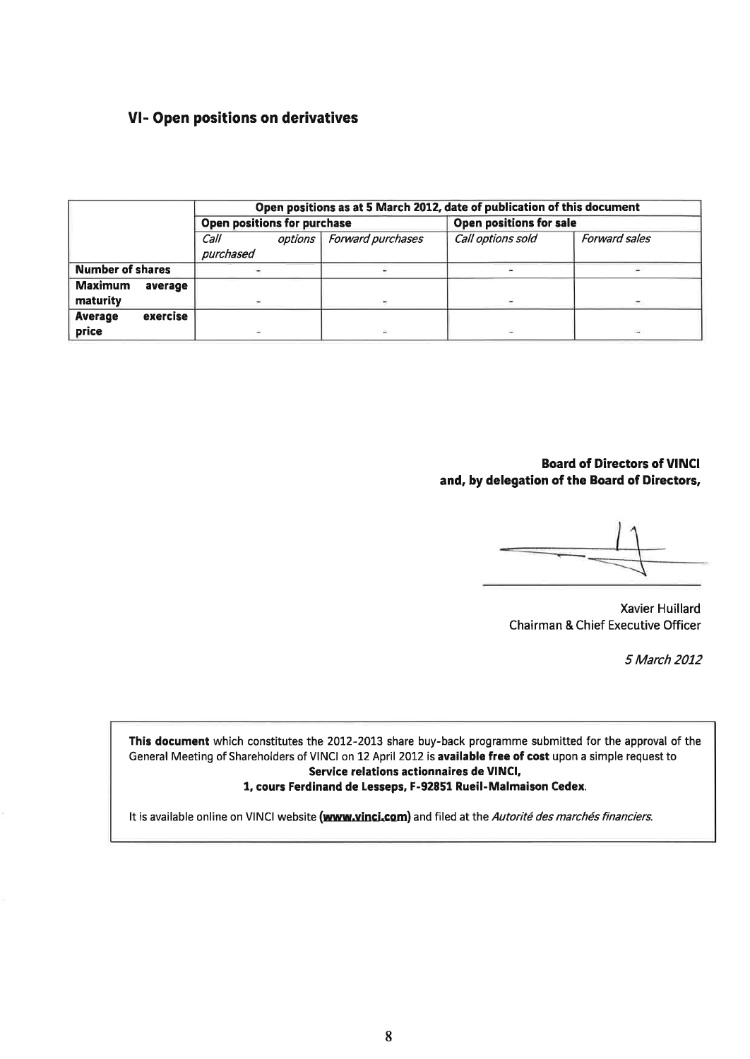## VI- Open positions on derivatives

| | Open positions as at 5 March 2012, date of publication of this document | | | |
|---|---|---|---|---|
| | Open positions for purchase | | Open positions for sale | |
| | *Call options purchased* | *Forward purchases* | *Call options sold* | *Forward sales* |
| **Number of shares** | - | - | - | - |
| **Maximum average maturity** | - | - | - | - |
| **Average exercise price** | - | - | - | - |

**Board of Directors of VINCI**
**and, by delegation of the Board of Directors,**

Xavier Huillard
Chairman & Chief Executive Officer

*5 March 2012*

**This document** which constitutes the 2012-2013 share buy-back programme submitted for the approval of the General Meeting of Shareholders of VINCI on 12 April 2012 is **available free of cost** upon a simple request to
**Service relations actionnaires de VINCI,**
**1, cours Ferdinand de Lesseps, F-92851 Rueil-Malmaison Cedex**.

It is available online on VINCI website **(www.vinci.com)** and filed at the *Autorité des marchés financiers*.